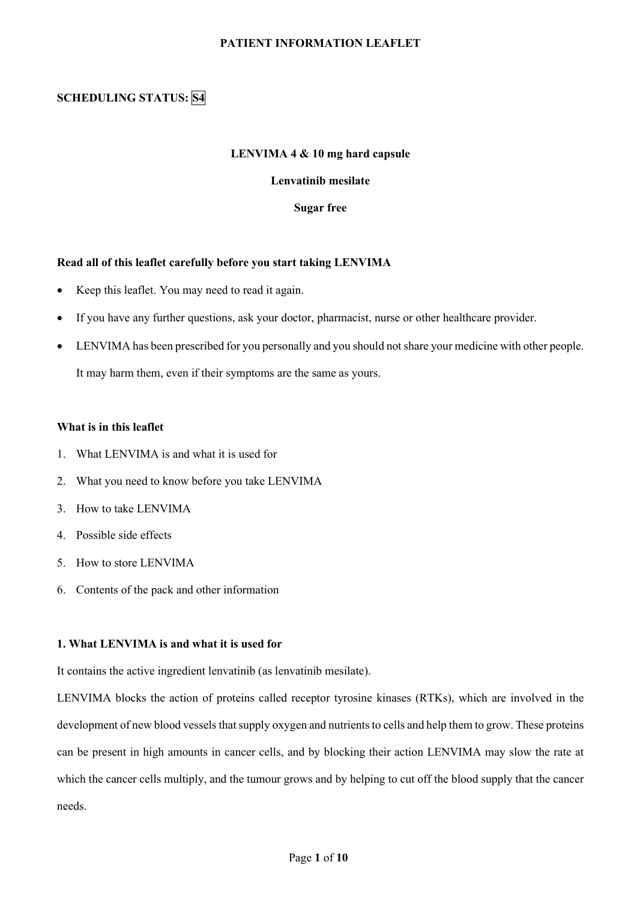# PATIENT INFORMATION LEAFLET

**SCHEDULING STATUS: S4**

**LENVIMA 4 & 10 mg hard capsule**

**Lenvatinib mesilate**

**Sugar free**

**Read all of this leaflet carefully before you start taking LENVIMA**

- Keep this leaflet. You may need to read it again.
- If you have any further questions, ask your doctor, pharmacist, nurse or other healthcare provider.
- LENVIMA has been prescribed for you personally and you should not share your medicine with other people. It may harm them, even if their symptoms are the same as yours.

**What is in this leaflet**

1. What LENVIMA is and what it is used for
2. What you need to know before you take LENVIMA
3. How to take LENVIMA
4. Possible side effects
5. How to store LENVIMA
6. Contents of the pack and other information

## 1. What LENVIMA is and what it is used for

It contains the active ingredient lenvatinib (as lenvatinib mesilate).

LENVIMA blocks the action of proteins called receptor tyrosine kinases (RTKs), which are involved in the development of new blood vessels that supply oxygen and nutrients to cells and help them to grow. These proteins can be present in high amounts in cancer cells, and by blocking their action LENVIMA may slow the rate at which the cancer cells multiply, and the tumour grows and by helping to cut off the blood supply that the cancer needs.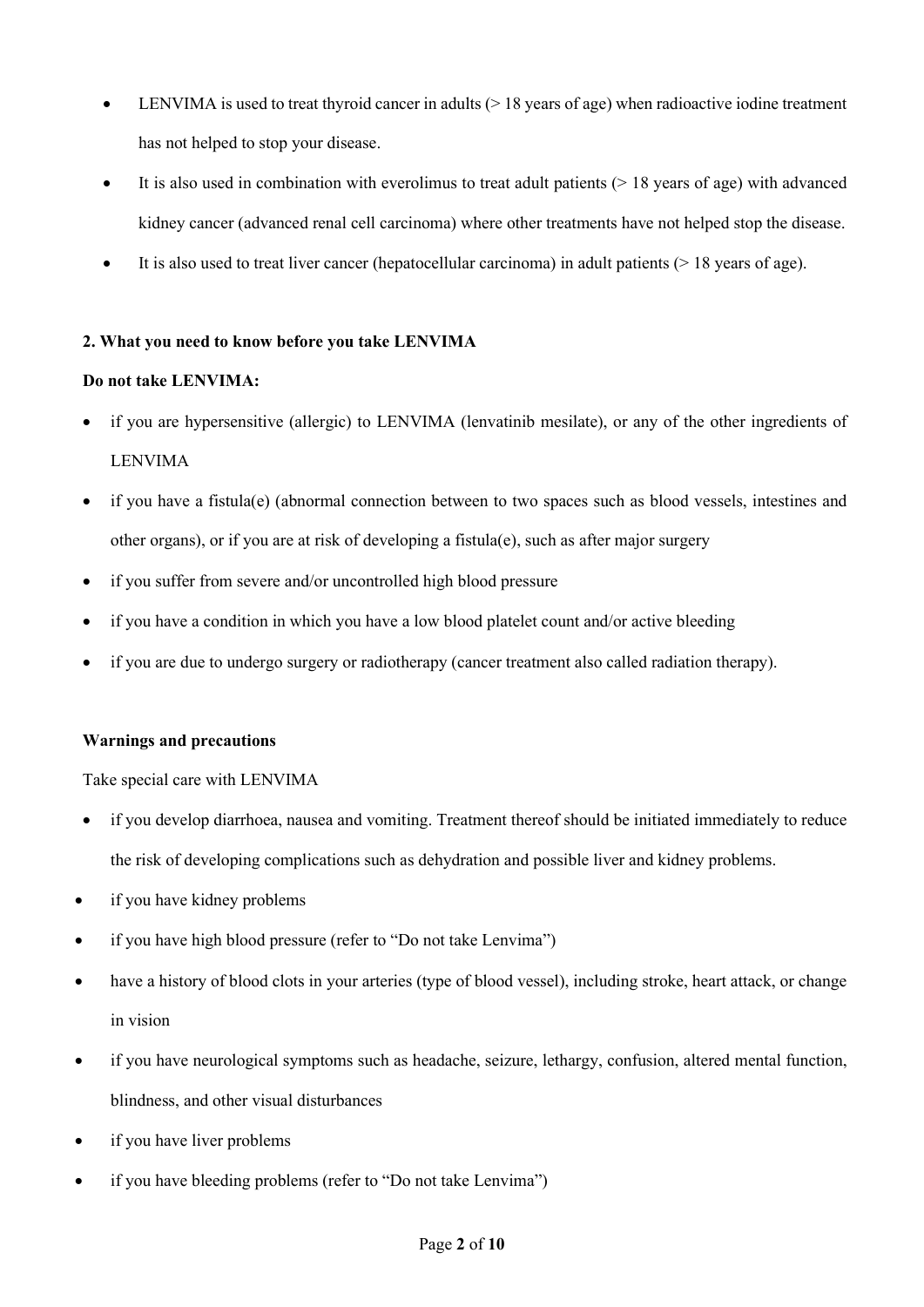- LENVIMA is used to treat thyroid cancer in adults (> 18 years of age) when radioactive iodine treatment has not helped to stop your disease.
- It is also used in combination with everolimus to treat adult patients (> 18 years of age) with advanced kidney cancer (advanced renal cell carcinoma) where other treatments have not helped stop the disease.
- It is also used to treat liver cancer (hepatocellular carcinoma) in adult patients (> 18 years of age).

**2. What you need to know before you take LENVIMA**

**Do not take LENVIMA:**

- if you are hypersensitive (allergic) to LENVIMA (lenvatinib mesilate), or any of the other ingredients of LENVIMA
- if you have a fistula(e) (abnormal connection between to two spaces such as blood vessels, intestines and other organs), or if you are at risk of developing a fistula(e), such as after major surgery
- if you suffer from severe and/or uncontrolled high blood pressure
- if you have a condition in which you have a low blood platelet count and/or active bleeding
- if you are due to undergo surgery or radiotherapy (cancer treatment also called radiation therapy).

**Warnings and precautions**

Take special care with LENVIMA

- if you develop diarrhoea, nausea and vomiting. Treatment thereof should be initiated immediately to reduce the risk of developing complications such as dehydration and possible liver and kidney problems.
- if you have kidney problems
- if you have high blood pressure (refer to "Do not take Lenvima")
- have a history of blood clots in your arteries (type of blood vessel), including stroke, heart attack, or change in vision
- if you have neurological symptoms such as headache, seizure, lethargy, confusion, altered mental function, blindness, and other visual disturbances
- if you have liver problems
- if you have bleeding problems (refer to "Do not take Lenvima")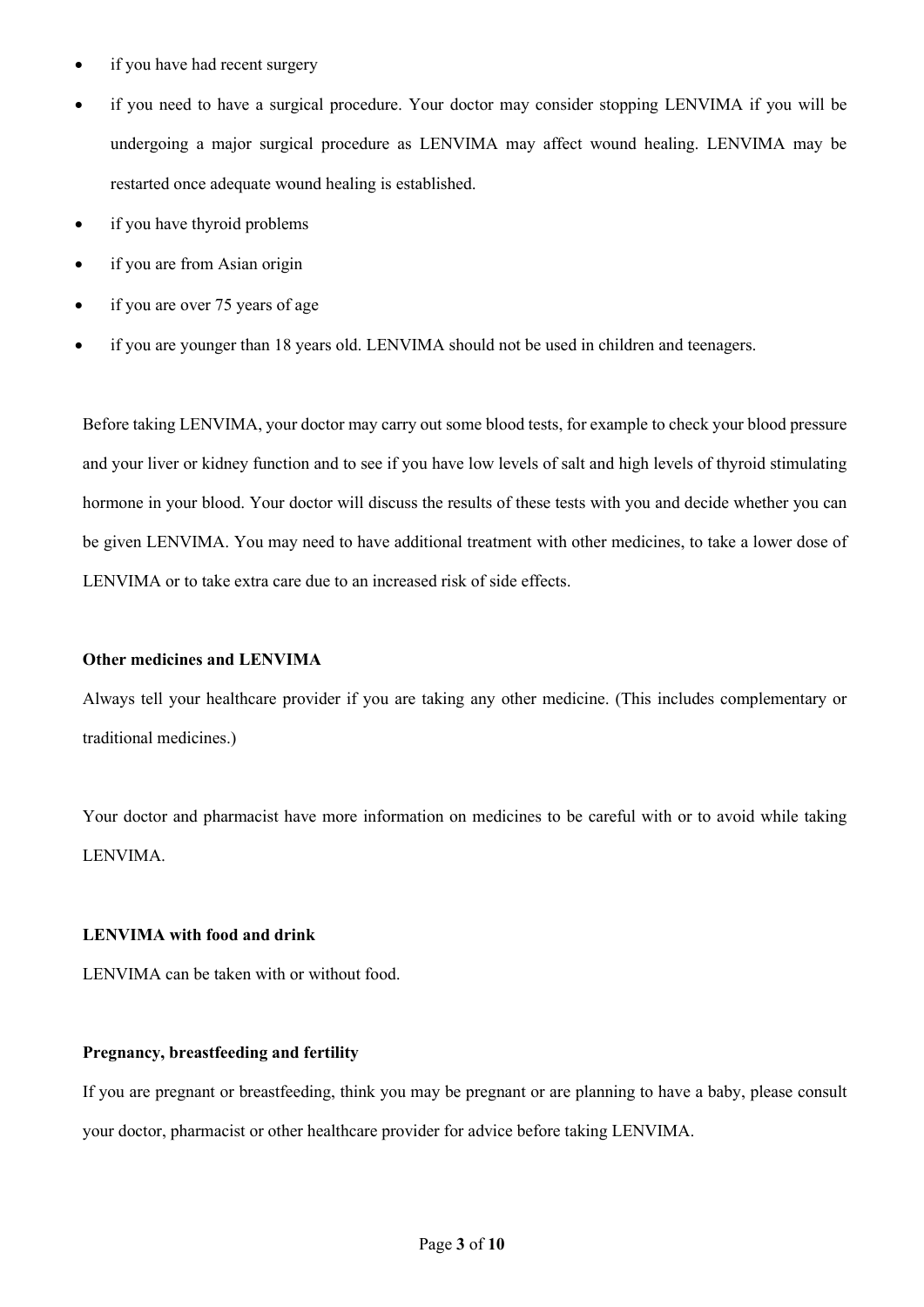- if you have had recent surgery
- if you need to have a surgical procedure. Your doctor may consider stopping LENVIMA if you will be undergoing a major surgical procedure as LENVIMA may affect wound healing. LENVIMA may be restarted once adequate wound healing is established.
- if you have thyroid problems
- if you are from Asian origin
- if you are over 75 years of age
- if you are younger than 18 years old. LENVIMA should not be used in children and teenagers.

Before taking LENVIMA, your doctor may carry out some blood tests, for example to check your blood pressure and your liver or kidney function and to see if you have low levels of salt and high levels of thyroid stimulating hormone in your blood. Your doctor will discuss the results of these tests with you and decide whether you can be given LENVIMA. You may need to have additional treatment with other medicines, to take a lower dose of LENVIMA or to take extra care due to an increased risk of side effects.

**Other medicines and LENVIMA**

Always tell your healthcare provider if you are taking any other medicine. (This includes complementary or traditional medicines.)

Your doctor and pharmacist have more information on medicines to be careful with or to avoid while taking LENVIMA.

**LENVIMA with food and drink**

LENVIMA can be taken with or without food.

**Pregnancy, breastfeeding and fertility**

If you are pregnant or breastfeeding, think you may be pregnant or are planning to have a baby, please consult your doctor, pharmacist or other healthcare provider for advice before taking LENVIMA.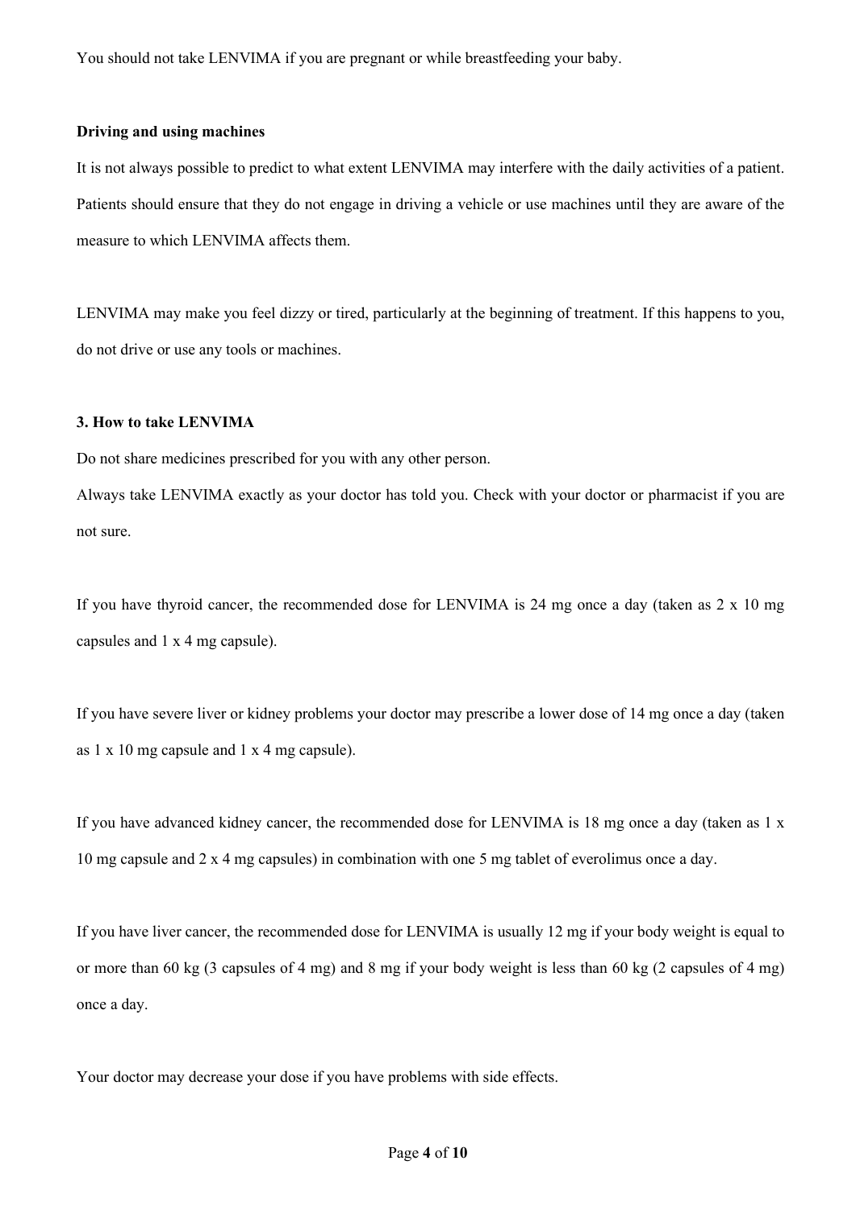You should not take LENVIMA if you are pregnant or while breastfeeding your baby.

**Driving and using machines**

It is not always possible to predict to what extent LENVIMA may interfere with the daily activities of a patient. Patients should ensure that they do not engage in driving a vehicle or use machines until they are aware of the measure to which LENVIMA affects them.

LENVIMA may make you feel dizzy or tired, particularly at the beginning of treatment. If this happens to you, do not drive or use any tools or machines.

## 3. How to take LENVIMA

Do not share medicines prescribed for you with any other person.

Always take LENVIMA exactly as your doctor has told you. Check with your doctor or pharmacist if you are not sure.

If you have thyroid cancer, the recommended dose for LENVIMA is 24 mg once a day (taken as 2 x 10 mg capsules and 1 x 4 mg capsule).

If you have severe liver or kidney problems your doctor may prescribe a lower dose of 14 mg once a day (taken as 1 x 10 mg capsule and 1 x 4 mg capsule).

If you have advanced kidney cancer, the recommended dose for LENVIMA is 18 mg once a day (taken as 1 x 10 mg capsule and 2 x 4 mg capsules) in combination with one 5 mg tablet of everolimus once a day.

If you have liver cancer, the recommended dose for LENVIMA is usually 12 mg if your body weight is equal to or more than 60 kg (3 capsules of 4 mg) and 8 mg if your body weight is less than 60 kg (2 capsules of 4 mg) once a day.

Your doctor may decrease your dose if you have problems with side effects.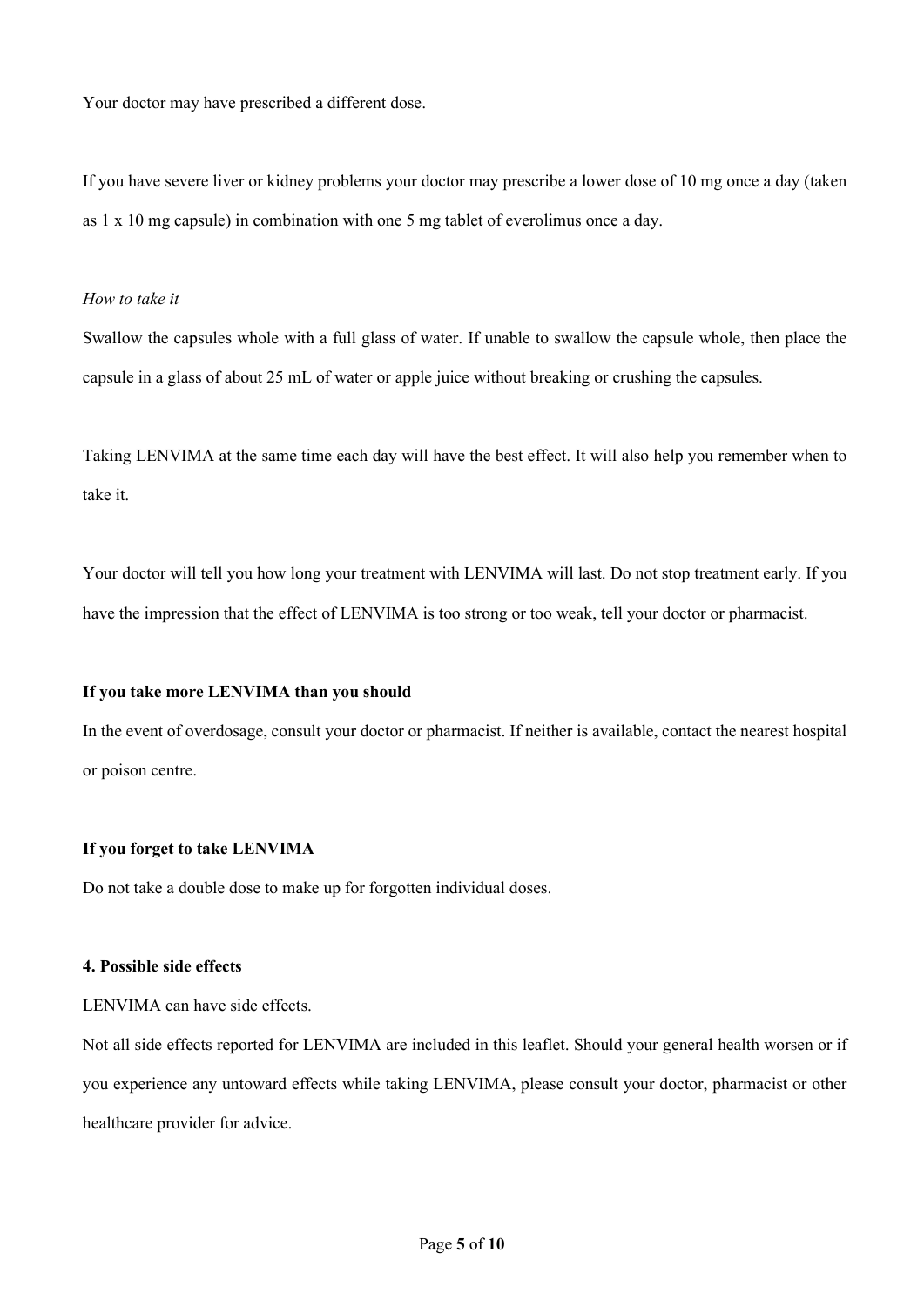Your doctor may have prescribed a different dose.

If you have severe liver or kidney problems your doctor may prescribe a lower dose of 10 mg once a day (taken as 1 x 10 mg capsule) in combination with one 5 mg tablet of everolimus once a day.

*How to take it*

Swallow the capsules whole with a full glass of water. If unable to swallow the capsule whole, then place the capsule in a glass of about 25 mL of water or apple juice without breaking or crushing the capsules.

Taking LENVIMA at the same time each day will have the best effect. It will also help you remember when to take it.

Your doctor will tell you how long your treatment with LENVIMA will last. Do not stop treatment early. If you have the impression that the effect of LENVIMA is too strong or too weak, tell your doctor or pharmacist.

**If you take more LENVIMA than you should**

In the event of overdosage, consult your doctor or pharmacist. If neither is available, contact the nearest hospital or poison centre.

**If you forget to take LENVIMA**

Do not take a double dose to make up for forgotten individual doses.

**4. Possible side effects**

LENVIMA can have side effects.

Not all side effects reported for LENVIMA are included in this leaflet. Should your general health worsen or if you experience any untoward effects while taking LENVIMA, please consult your doctor, pharmacist or other healthcare provider for advice.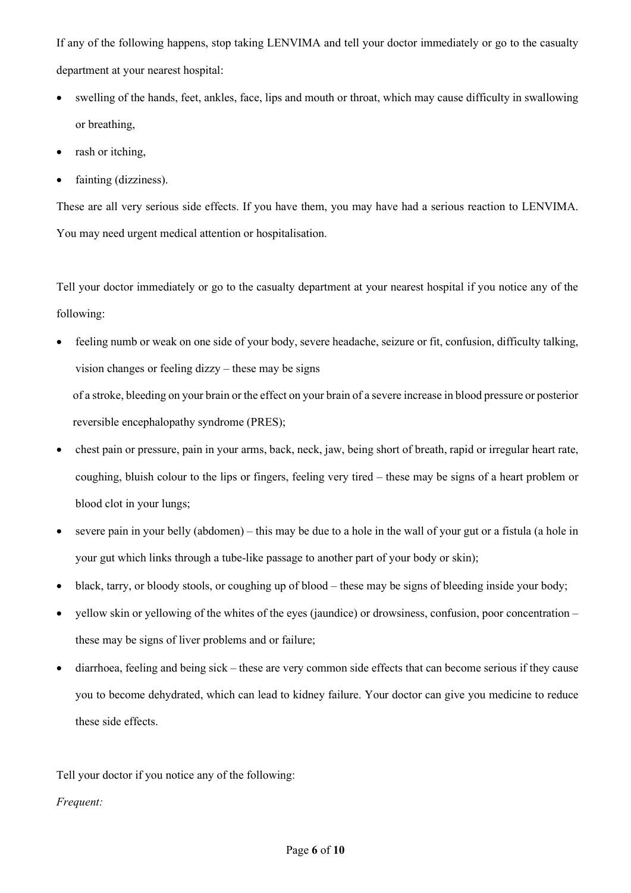If any of the following happens, stop taking LENVIMA and tell your doctor immediately or go to the casualty department at your nearest hospital:

- swelling of the hands, feet, ankles, face, lips and mouth or throat, which may cause difficulty in swallowing or breathing,
- rash or itching,
- fainting (dizziness).

These are all very serious side effects. If you have them, you may have had a serious reaction to LENVIMA. You may need urgent medical attention or hospitalisation.

Tell your doctor immediately or go to the casualty department at your nearest hospital if you notice any of the following:

- feeling numb or weak on one side of your body, severe headache, seizure or fit, confusion, difficulty talking, vision changes or feeling dizzy – these may be signs of a stroke, bleeding on your brain or the effect on your brain of a severe increase in blood pressure or posterior reversible encephalopathy syndrome (PRES);
- chest pain or pressure, pain in your arms, back, neck, jaw, being short of breath, rapid or irregular heart rate, coughing, bluish colour to the lips or fingers, feeling very tired – these may be signs of a heart problem or blood clot in your lungs;
- severe pain in your belly (abdomen) – this may be due to a hole in the wall of your gut or a fistula (a hole in your gut which links through a tube-like passage to another part of your body or skin);
- black, tarry, or bloody stools, or coughing up of blood – these may be signs of bleeding inside your body;
- yellow skin or yellowing of the whites of the eyes (jaundice) or drowsiness, confusion, poor concentration – these may be signs of liver problems and or failure;
- diarrhoea, feeling and being sick – these are very common side effects that can become serious if they cause you to become dehydrated, which can lead to kidney failure. Your doctor can give you medicine to reduce these side effects.

Tell your doctor if you notice any of the following:

*Frequent:*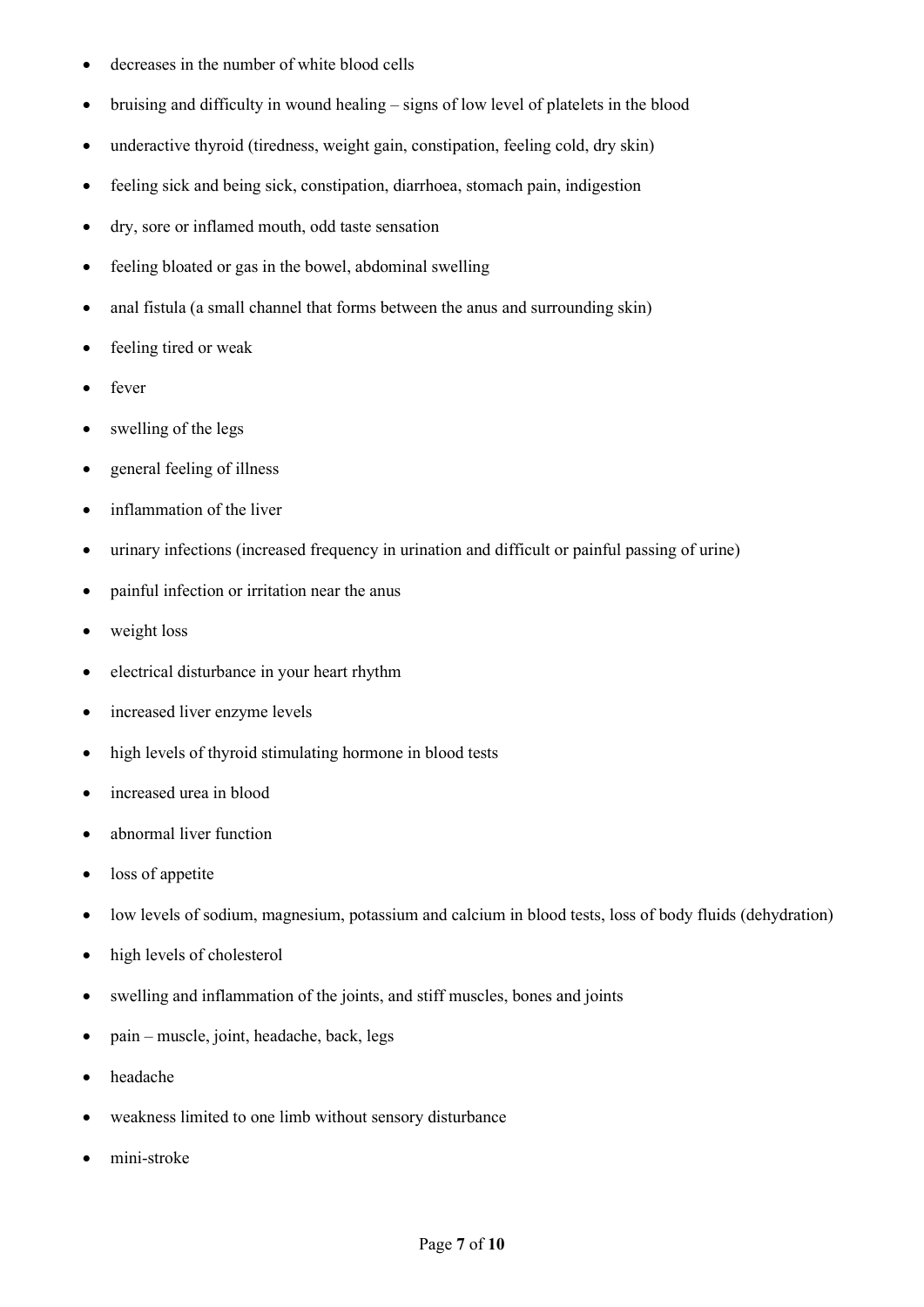- decreases in the number of white blood cells
- bruising and difficulty in wound healing – signs of low level of platelets in the blood
- underactive thyroid (tiredness, weight gain, constipation, feeling cold, dry skin)
- feeling sick and being sick, constipation, diarrhoea, stomach pain, indigestion
- dry, sore or inflamed mouth, odd taste sensation
- feeling bloated or gas in the bowel, abdominal swelling
- anal fistula (a small channel that forms between the anus and surrounding skin)
- feeling tired or weak
- fever
- swelling of the legs
- general feeling of illness
- inflammation of the liver
- urinary infections (increased frequency in urination and difficult or painful passing of urine)
- painful infection or irritation near the anus
- weight loss
- electrical disturbance in your heart rhythm
- increased liver enzyme levels
- high levels of thyroid stimulating hormone in blood tests
- increased urea in blood
- abnormal liver function
- loss of appetite
- low levels of sodium, magnesium, potassium and calcium in blood tests, loss of body fluids (dehydration)
- high levels of cholesterol
- swelling and inflammation of the joints, and stiff muscles, bones and joints
- pain – muscle, joint, headache, back, legs
- headache
- weakness limited to one limb without sensory disturbance
- mini-stroke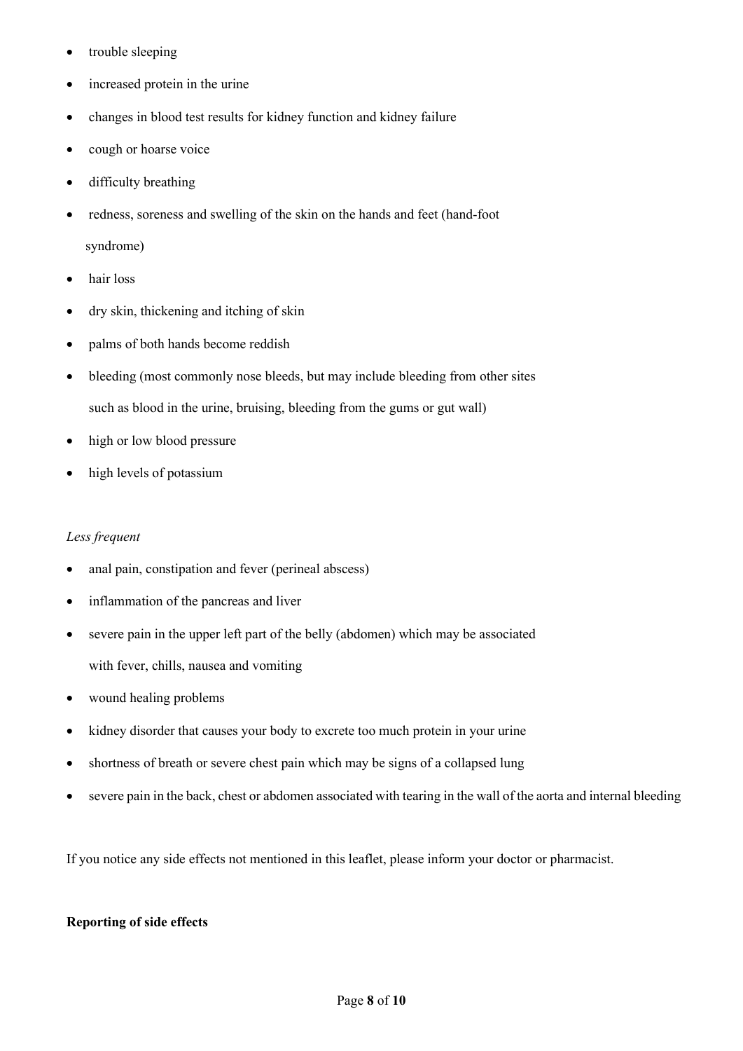- trouble sleeping
- increased protein in the urine
- changes in blood test results for kidney function and kidney failure
- cough or hoarse voice
- difficulty breathing
- redness, soreness and swelling of the skin on the hands and feet (hand-foot syndrome)
- hair loss
- dry skin, thickening and itching of skin
- palms of both hands become reddish
- bleeding (most commonly nose bleeds, but may include bleeding from other sites such as blood in the urine, bruising, bleeding from the gums or gut wall)
- high or low blood pressure
- high levels of potassium

*Less frequent*

- anal pain, constipation and fever (perineal abscess)
- inflammation of the pancreas and liver
- severe pain in the upper left part of the belly (abdomen) which may be associated with fever, chills, nausea and vomiting
- wound healing problems
- kidney disorder that causes your body to excrete too much protein in your urine
- shortness of breath or severe chest pain which may be signs of a collapsed lung
- severe pain in the back, chest or abdomen associated with tearing in the wall of the aorta and internal bleeding

If you notice any side effects not mentioned in this leaflet, please inform your doctor or pharmacist.

**Reporting of side effects**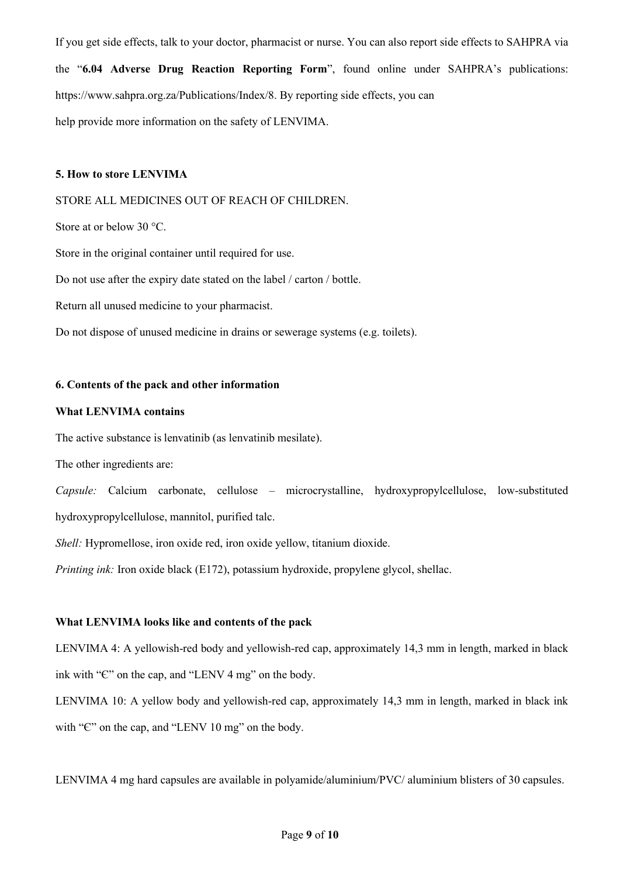If you get side effects, talk to your doctor, pharmacist or nurse. You can also report side effects to SAHPRA via the "**6.04 Adverse Drug Reaction Reporting Form**", found online under SAHPRA's publications: https://www.sahpra.org.za/Publications/Index/8. By reporting side effects, you can help provide more information on the safety of LENVIMA.

### 5. How to store LENVIMA

STORE ALL MEDICINES OUT OF REACH OF CHILDREN.

Store at or below 30 °C.

Store in the original container until required for use.

Do not use after the expiry date stated on the label / carton / bottle.

Return all unused medicine to your pharmacist.

Do not dispose of unused medicine in drains or sewerage systems (e.g. toilets).

### 6. Contents of the pack and other information

**What LENVIMA contains**

The active substance is lenvatinib (as lenvatinib mesilate).

The other ingredients are:

*Capsule:* Calcium carbonate, cellulose – microcrystalline, hydroxypropylcellulose, low-substituted hydroxypropylcellulose, mannitol, purified talc.

*Shell:* Hypromellose, iron oxide red, iron oxide yellow, titanium dioxide.

*Printing ink:* Iron oxide black (E172), potassium hydroxide, propylene glycol, shellac.

**What LENVIMA looks like and contents of the pack**

LENVIMA 4: A yellowish-red body and yellowish-red cap, approximately 14,3 mm in length, marked in black ink with "Є" on the cap, and "LENV 4 mg" on the body.

LENVIMA 10: A yellow body and yellowish-red cap, approximately 14,3 mm in length, marked in black ink with "Є" on the cap, and "LENV 10 mg" on the body.

LENVIMA 4 mg hard capsules are available in polyamide/aluminium/PVC/ aluminium blisters of 30 capsules.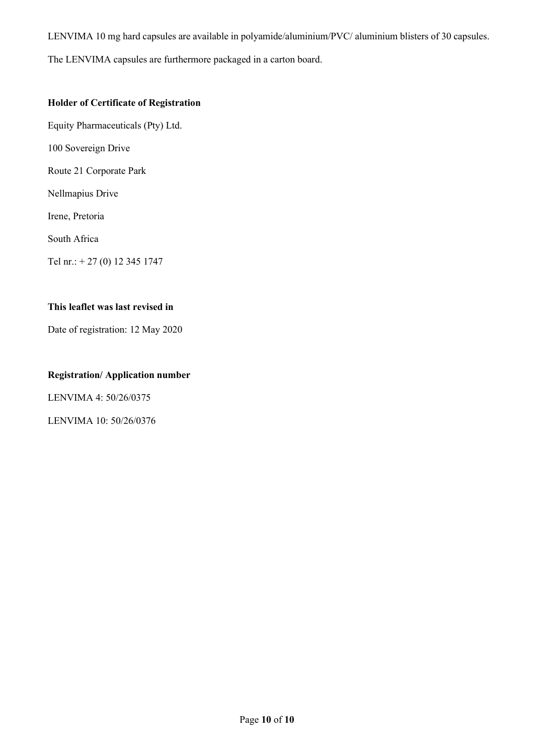LENVIMA 10 mg hard capsules are available in polyamide/aluminium/PVC/ aluminium blisters of 30 capsules.

The LENVIMA capsules are furthermore packaged in a carton board.

**Holder of Certificate of Registration**

Equity Pharmaceuticals (Pty) Ltd.

100 Sovereign Drive

Route 21 Corporate Park

Nellmapius Drive

Irene, Pretoria

South Africa

Tel nr.: + 27 (0) 12 345 1747

**This leaflet was last revised in**

Date of registration: 12 May 2020

**Registration/ Application number**

LENVIMA 4: 50/26/0375

LENVIMA 10: 50/26/0376